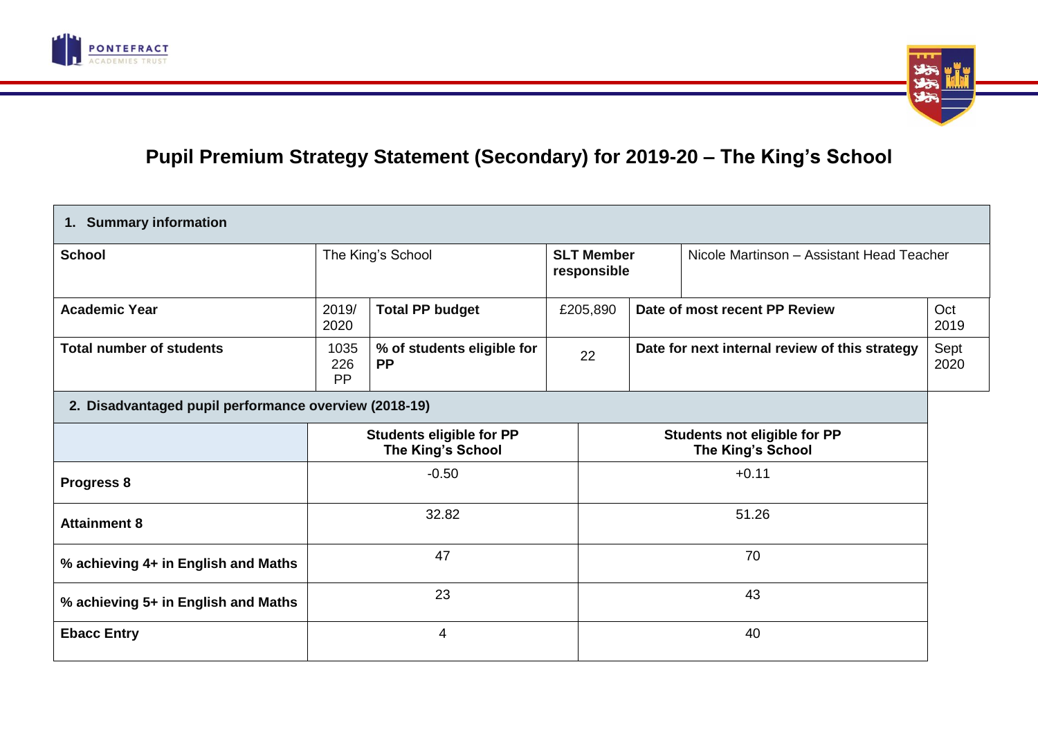# Pupil Premium Strategy Statement (Secondary) for 2019-20 – The King's School

| 1. Summary information | | | | | |
|---|---|---|---|---|---|
| **School** | The King's School | | **SLT Member responsible** | Nicole Martinson – Assistant Head Teacher | |
| **Academic Year** | 2019/ 2020 | **Total PP budget** | £205,890 | **Date of most recent PP Review** | Oct 2019 |
| **Total number of students** | 1035 226 PP | **% of students eligible for PP** | 22 | **Date for next internal review of this strategy** | Sept 2020 |

| 2. Disadvantaged pupil performance overview (2018-19) | | |
|---|---|---|
| | **Students eligible for PP The King's School** | **Students not eligible for PP The King's School** |
| **Progress 8** | -0.50 | +0.11 |
| **Attainment 8** | 32.82 | 51.26 |
| **% achieving 4+ in English and Maths** | 47 | 70 |
| **% achieving 5+ in English and Maths** | 23 | 43 |
| **Ebacc Entry** | 4 | 40 |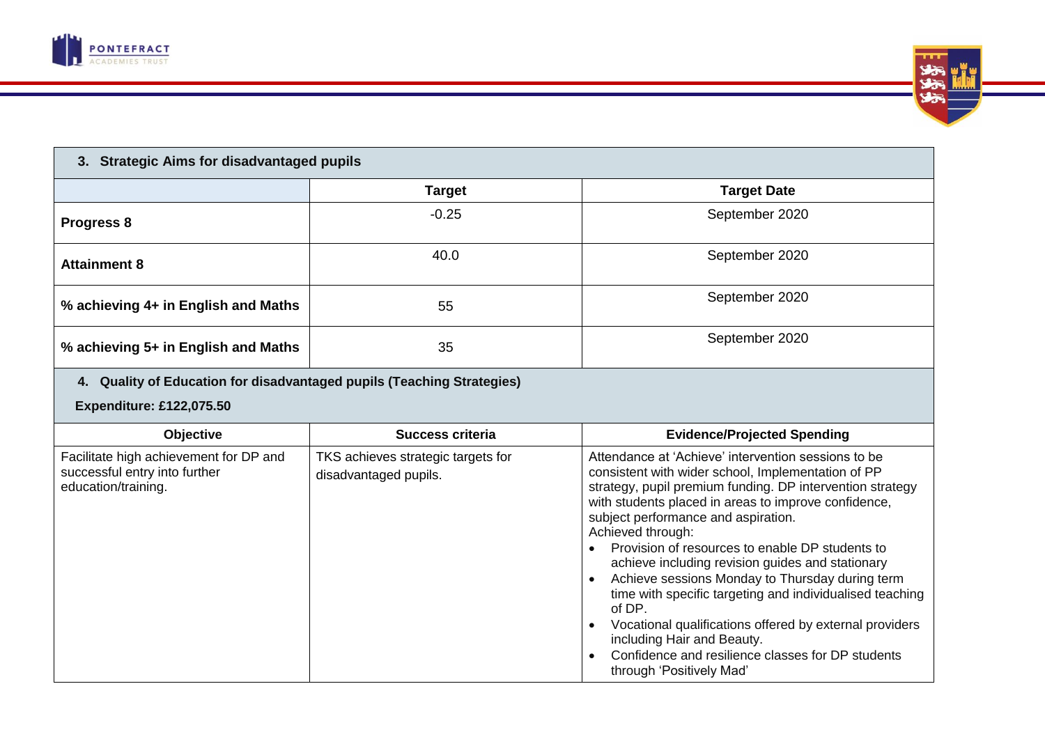| 3. Strategic Aims for disadvantaged pupils | | |
|---|---|---|
| | **Target** | **Target Date** |
| **Progress 8** | -0.25 | September 2020 |
| **Attainment 8** | 40.0 | September 2020 |
| **% achieving 4+ in English and Maths** | 55 | September 2020 |
| **% achieving 5+ in English and Maths** | 35 | September 2020 |

**4. Quality of Education for disadvantaged pupils (Teaching Strategies)**

**Expenditure: £122,075.50**

| Objective | Success criteria | Evidence/Projected Spending |
|---|---|---|
| Facilitate high achievement for DP and successful entry into further education/training. | TKS achieves strategic targets for disadvantaged pupils. | Attendance at 'Achieve' intervention sessions to be consistent with wider school, Implementation of PP strategy, pupil premium funding. DP intervention strategy with students placed in areas to improve confidence, subject performance and aspiration.<br>Achieved through:<br>• Provision of resources to enable DP students to achieve including revision guides and stationary<br>• Achieve sessions Monday to Thursday during term time with specific targeting and individualised teaching of DP.<br>• Vocational qualifications offered by external providers including Hair and Beauty.<br>• Confidence and resilience classes for DP students through 'Positively Mad' |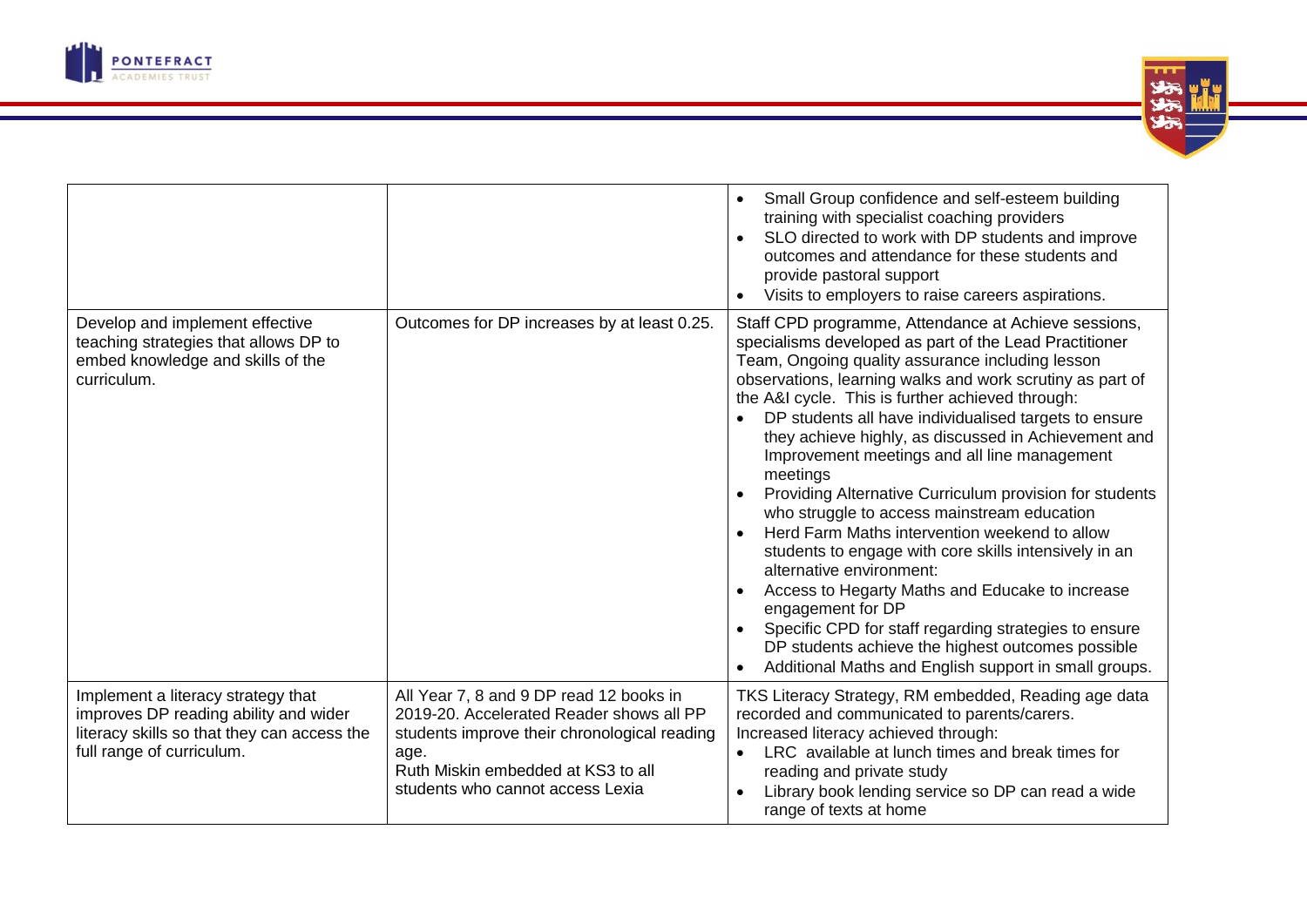| | | |
|---|---|---|
| | | • Small Group confidence and self-esteem building training with specialist coaching providers<br>• SLO directed to work with DP students and improve outcomes and attendance for these students and provide pastoral support<br>• Visits to employers to raise careers aspirations. |
| Develop and implement effective teaching strategies that allows DP to embed knowledge and skills of the curriculum. | Outcomes for DP increases by at least 0.25. | Staff CPD programme, Attendance at Achieve sessions, specialisms developed as part of the Lead Practitioner Team, Ongoing quality assurance including lesson observations, learning walks and work scrutiny as part of the A&I cycle. This is further achieved through:<br>• DP students all have individualised targets to ensure they achieve highly, as discussed in Achievement and Improvement meetings and all line management meetings<br>• Providing Alternative Curriculum provision for students who struggle to access mainstream education<br>• Herd Farm Maths intervention weekend to allow students to engage with core skills intensively in an alternative environment:<br>• Access to Hegarty Maths and Educake to increase engagement for DP<br>• Specific CPD for staff regarding strategies to ensure DP students achieve the highest outcomes possible<br>• Additional Maths and English support in small groups. |
| Implement a literacy strategy that improves DP reading ability and wider literacy skills so that they can access the full range of curriculum. | All Year 7, 8 and 9 DP read 12 books in 2019-20. Accelerated Reader shows all PP students improve their chronological reading age.<br>Ruth Miskin embedded at KS3 to all students who cannot access Lexia | TKS Literacy Strategy, RM embedded, Reading age data recorded and communicated to parents/carers.<br>Increased literacy achieved through:<br>• LRC available at lunch times and break times for reading and private study<br>• Library book lending service so DP can read a wide range of texts at home |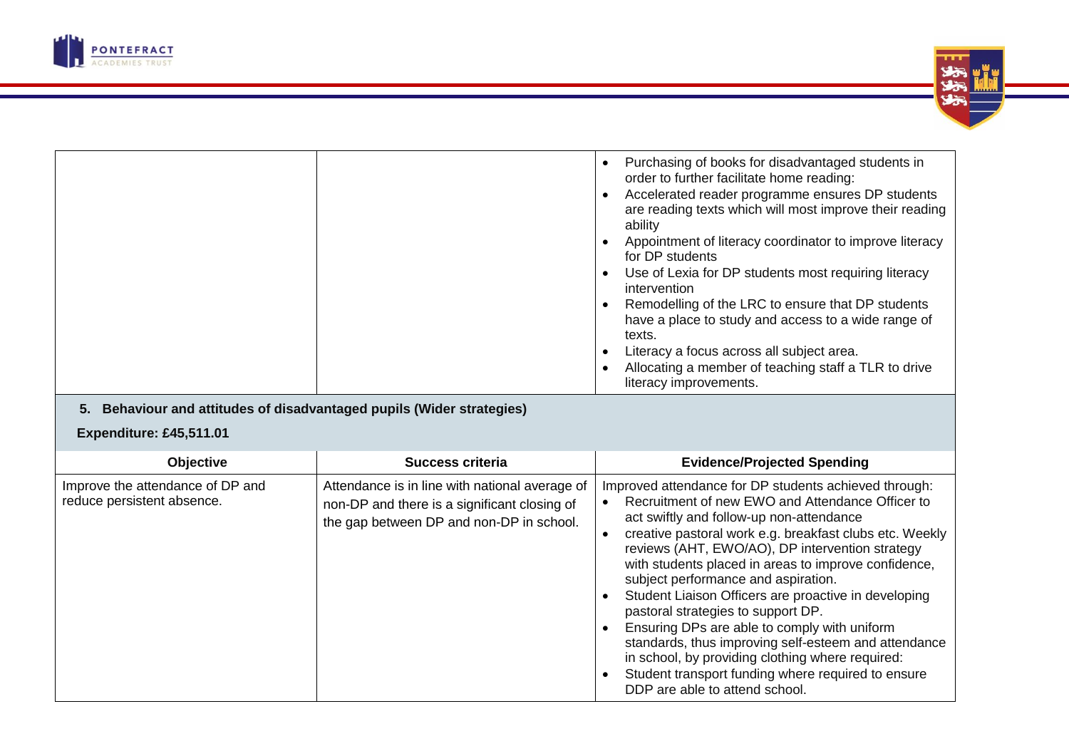| | | Evidence/Projected Spending |
|---|---|---|
| | | • Purchasing of books for disadvantaged students in order to further facilitate home reading:<br>• Accelerated reader programme ensures DP students are reading texts which will most improve their reading ability<br>• Appointment of literacy coordinator to improve literacy for DP students<br>• Use of Lexia for DP students most requiring literacy intervention<br>• Remodelling of the LRC to ensure that DP students have a place to study and access to a wide range of texts.<br>• Literacy a focus across all subject area.<br>• Allocating a member of teaching staff a TLR to drive literacy improvements. |

## 5. Behaviour and attitudes of disadvantaged pupils (Wider strategies)

**Expenditure: £45,511.01**

| Objective | Success criteria | Evidence/Projected Spending |
|---|---|---|
| Improve the attendance of DP and reduce persistent absence. | Attendance is in line with national average of non-DP and there is a significant closing of the gap between DP and non-DP in school. | Improved attendance for DP students achieved through:<br>• Recruitment of new EWO and Attendance Officer to act swiftly and follow-up non-attendance<br>• creative pastoral work e.g. breakfast clubs etc. Weekly reviews (AHT, EWO/AO), DP intervention strategy with students placed in areas to improve confidence, subject performance and aspiration.<br>• Student Liaison Officers are proactive in developing pastoral strategies to support DP.<br>• Ensuring DPs are able to comply with uniform standards, thus improving self-esteem and attendance in school, by providing clothing where required:<br>• Student transport funding where required to ensure DDP are able to attend school. |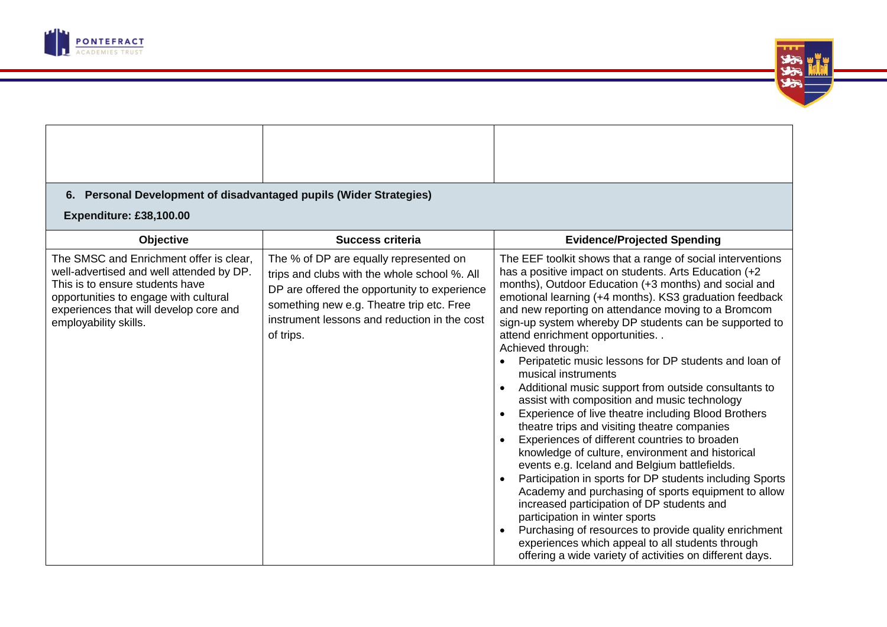| | | |
|---|---|---|
| | | |

**6. Personal Development of disadvantaged pupils (Wider Strategies)**

**Expenditure: £38,100.00**

| Objective | Success criteria | Evidence/Projected Spending |
|---|---|---|
| The SMSC and Enrichment offer is clear, well-advertised and well attended by DP. This is to ensure students have opportunities to engage with cultural experiences that will develop core and employability skills. | The % of DP are equally represented on trips and clubs with the whole school %. All DP are offered the opportunity to experience something new e.g. Theatre trip etc. Free instrument lessons and reduction in the cost of trips. | The EEF toolkit shows that a range of social interventions has a positive impact on students. Arts Education (+2 months), Outdoor Education (+3 months) and social and emotional learning (+4 months). KS3 graduation feedback and new reporting on attendance moving to a Bromcom sign-up system whereby DP students can be supported to attend enrichment opportunities. .<br>Achieved through:<br>• Peripatetic music lessons for DP students and loan of musical instruments<br>• Additional music support from outside consultants to assist with composition and music technology<br>• Experience of live theatre including Blood Brothers theatre trips and visiting theatre companies<br>• Experiences of different countries to broaden knowledge of culture, environment and historical events e.g. Iceland and Belgium battlefields.<br>• Participation in sports for DP students including Sports Academy and purchasing of sports equipment to allow increased participation of DP students and participation in winter sports<br>• Purchasing of resources to provide quality enrichment experiences which appeal to all students through offering a wide variety of activities on different days. |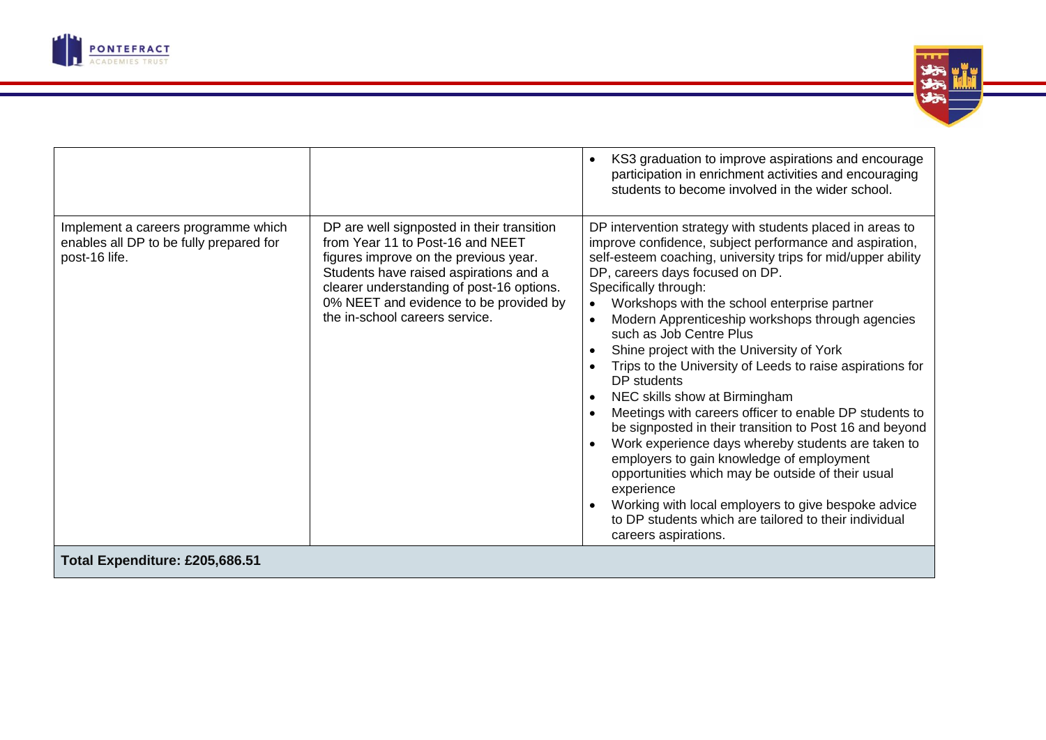| | | |
|---|---|---|
| | | • KS3 graduation to improve aspirations and encourage participation in enrichment activities and encouraging students to become involved in the wider school. |
| Implement a careers programme which enables all DP to be fully prepared for post-16 life. | DP are well signposted in their transition from Year 11 to Post-16 and NEET figures improve on the previous year. Students have raised aspirations and a clearer understanding of post-16 options. 0% NEET and evidence to be provided by the in-school careers service. | DP intervention strategy with students placed in areas to improve confidence, subject performance and aspiration, self-esteem coaching, university trips for mid/upper ability DP, careers days focused on DP.<br>Specifically through:<br>• Workshops with the school enterprise partner<br>• Modern Apprenticeship workshops through agencies such as Job Centre Plus<br>• Shine project with the University of York<br>• Trips to the University of Leeds to raise aspirations for DP students<br>• NEC skills show at Birmingham<br>• Meetings with careers officer to enable DP students to be signposted in their transition to Post 16 and beyond<br>• Work experience days whereby students are taken to employers to gain knowledge of employment opportunities which may be outside of their usual experience<br>• Working with local employers to give bespoke advice to DP students which are tailored to their individual careers aspirations. |
| **Total Expenditure: £205,686.51** | | |